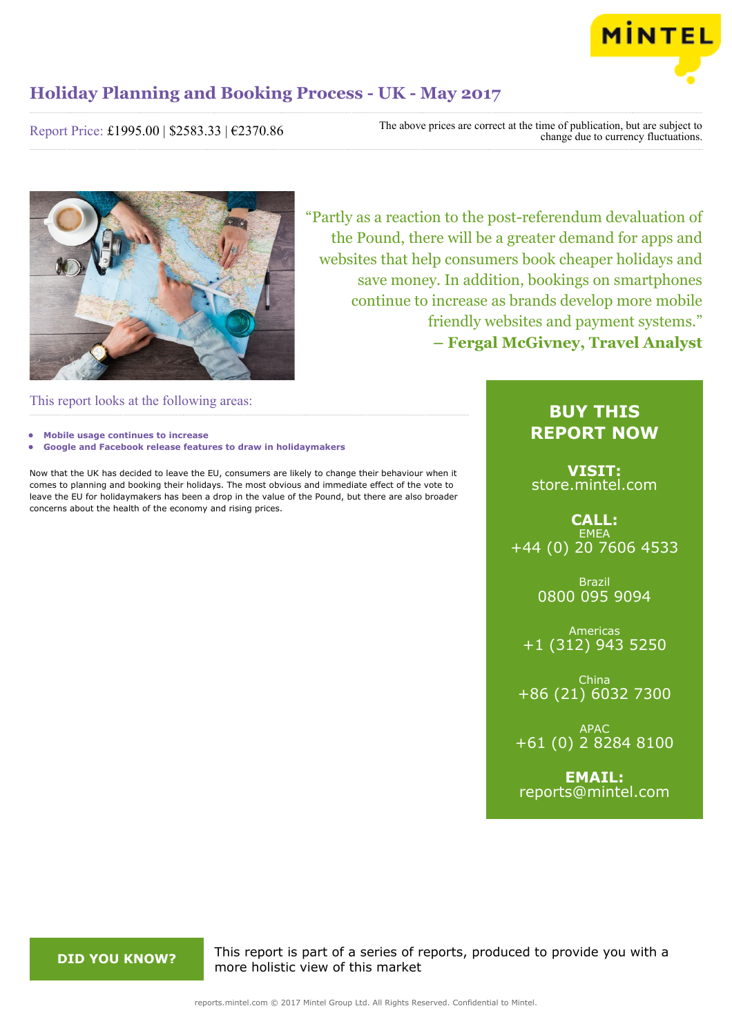# Holiday Planning and Booking Process - UK - May 2017

Report Price: £1995.00 | $2583.33 | €2370.86

The above prices are correct at the time of publication, but are subject to change due to currency fluctuations.

"Partly as a reaction to the post-referendum devaluation of the Pound, there will be a greater demand for apps and websites that help consumers book cheaper holidays and save money. In addition, bookings on smartphones continue to increase as brands develop more mobile friendly websites and payment systems."
**– Fergal McGivney, Travel Analyst**

## This report looks at the following areas:

- **Mobile usage continues to increase**
- **Google and Facebook release features to draw in holidaymakers**

Now that the UK has decided to leave the EU, consumers are likely to change their behaviour when it comes to planning and booking their holidays. The most obvious and immediate effect of the vote to leave the EU for holidaymakers has been a drop in the value of the Pound, but there are also broader concerns about the health of the economy and rising prices.

## BUY THIS REPORT NOW

**VISIT:**
store.mintel.com

**CALL:**

EMEA
+44 (0) 20 7606 4533

Brazil
0800 095 9094

Americas
+1 (312) 943 5250

China
+86 (21) 6032 7300

APAC
+61 (0) 2 8284 8100

**EMAIL:**
reports@mintel.com

**DID YOU KNOW?**

This report is part of a series of reports, produced to provide you with a more holistic view of this market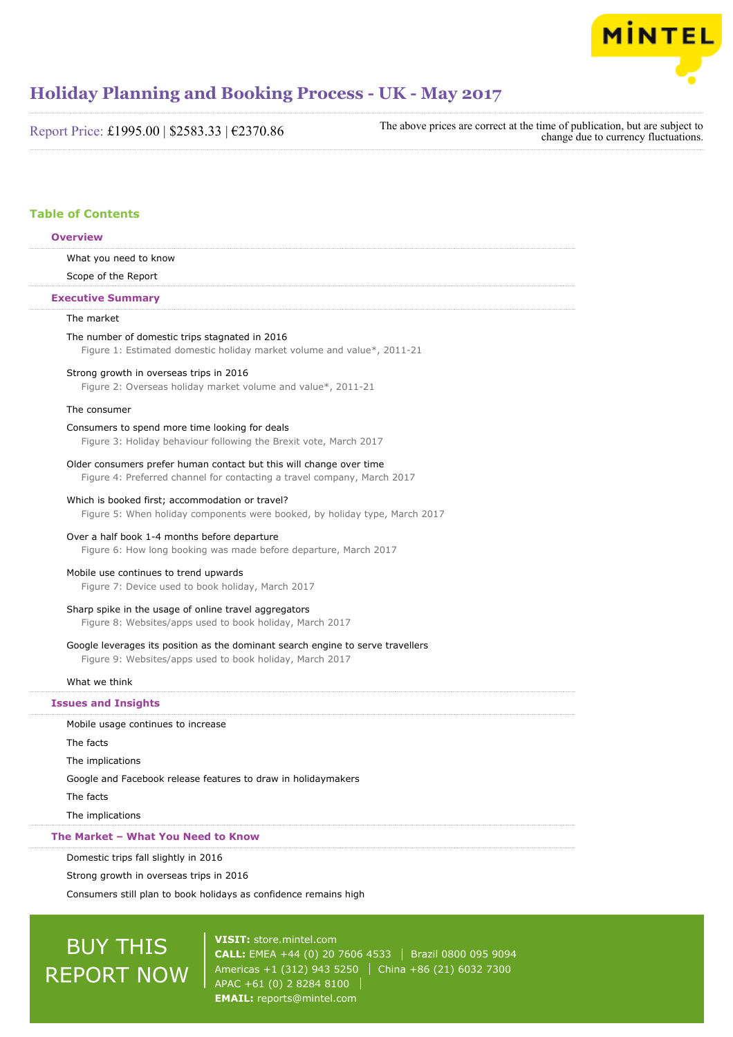# Holiday Planning and Booking Process - UK - May 2017

Report Price: £1995.00 | $2583.33 | €2370.86

The above prices are correct at the time of publication, but are subject to change due to currency fluctuations.

## Table of Contents

### Overview

What you need to know

Scope of the Report

### Executive Summary

The market

The number of domestic trips stagnated in 2016
Figure 1: Estimated domestic holiday market volume and value*, 2011-21

Strong growth in overseas trips in 2016
Figure 2: Overseas holiday market volume and value*, 2011-21

The consumer

Consumers to spend more time looking for deals
Figure 3: Holiday behaviour following the Brexit vote, March 2017

Older consumers prefer human contact but this will change over time
Figure 4: Preferred channel for contacting a travel company, March 2017

Which is booked first; accommodation or travel?
Figure 5: When holiday components were booked, by holiday type, March 2017

Over a half book 1-4 months before departure
Figure 6: How long booking was made before departure, March 2017

Mobile use continues to trend upwards
Figure 7: Device used to book holiday, March 2017

Sharp spike in the usage of online travel aggregators
Figure 8: Websites/apps used to book holiday, March 2017

Google leverages its position as the dominant search engine to serve travellers
Figure 9: Websites/apps used to book holiday, March 2017

What we think

### Issues and Insights

Mobile usage continues to increase

The facts

The implications

Google and Facebook release features to draw in holidaymakers

The facts

The implications

### The Market – What You Need to Know

Domestic trips fall slightly in 2016

Strong growth in overseas trips in 2016

Consumers still plan to book holidays as confidence remains high

**BUY THIS REPORT NOW**

**VISIT:** store.mintel.com
**CALL:** EMEA +44 (0) 20 7606 4533 | Brazil 0800 095 9094
Americas +1 (312) 943 5250 | China +86 (21) 6032 7300
APAC +61 (0) 2 8284 8100
**EMAIL:** reports@mintel.com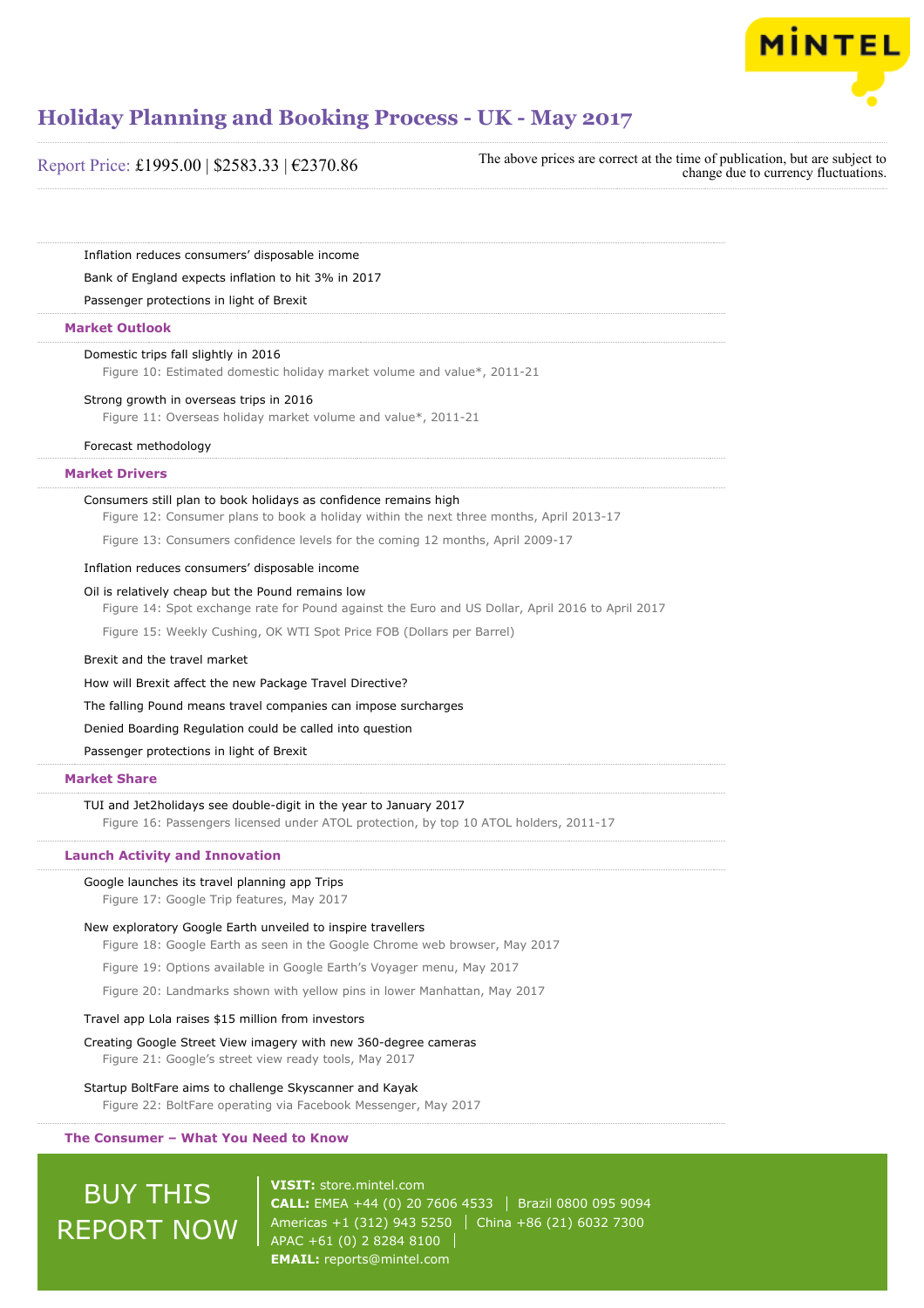Inflation reduces consumers' disposable income

Bank of England expects inflation to hit 3% in 2017

Passenger protections in light of Brexit

## Market Outlook

Domestic trips fall slightly in 2016

Figure 10: Estimated domestic holiday market volume and value*, 2011-21

Strong growth in overseas trips in 2016

Figure 11: Overseas holiday market volume and value*, 2011-21

Forecast methodology

## Market Drivers

Consumers still plan to book holidays as confidence remains high

Figure 12: Consumer plans to book a holiday within the next three months, April 2013-17

Figure 13: Consumers confidence levels for the coming 12 months, April 2009-17

Inflation reduces consumers' disposable income

Oil is relatively cheap but the Pound remains low

Figure 14: Spot exchange rate for Pound against the Euro and US Dollar, April 2016 to April 2017

Figure 15: Weekly Cushing, OK WTI Spot Price FOB (Dollars per Barrel)

Brexit and the travel market

How will Brexit affect the new Package Travel Directive?

The falling Pound means travel companies can impose surcharges

Denied Boarding Regulation could be called into question

Passenger protections in light of Brexit

## Market Share

TUI and Jet2holidays see double-digit in the year to January 2017

Figure 16: Passengers licensed under ATOL protection, by top 10 ATOL holders, 2011-17

## Launch Activity and Innovation

Google launches its travel planning app Trips

Figure 17: Google Trip features, May 2017

New exploratory Google Earth unveiled to inspire travellers

Figure 18: Google Earth as seen in the Google Chrome web browser, May 2017

Figure 19: Options available in Google Earth's Voyager menu, May 2017

Figure 20: Landmarks shown with yellow pins in lower Manhattan, May 2017

Travel app Lola raises $15 million from investors

Creating Google Street View imagery with new 360-degree cameras

Figure 21: Google's street view ready tools, May 2017

Startup BoltFare aims to challenge Skyscanner and Kayak

Figure 22: BoltFare operating via Facebook Messenger, May 2017

## The Consumer – What You Need to Know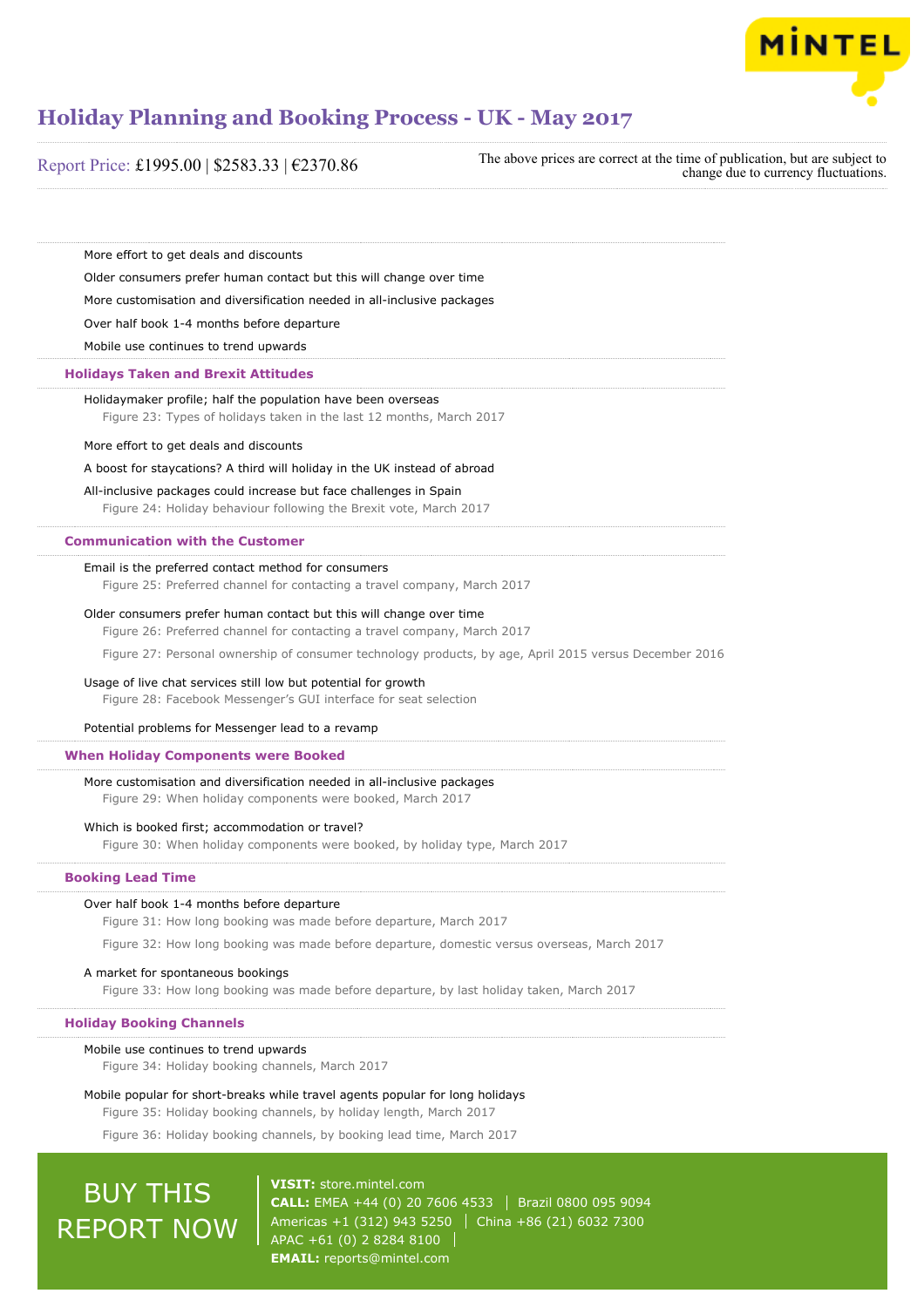More effort to get deals and discounts

Older consumers prefer human contact but this will change over time

More customisation and diversification needed in all-inclusive packages

Over half book 1-4 months before departure

Mobile use continues to trend upwards

## Holidays Taken and Brexit Attitudes

Holidaymaker profile; half the population have been overseas

Figure 23: Types of holidays taken in the last 12 months, March 2017

More effort to get deals and discounts

A boost for staycations? A third will holiday in the UK instead of abroad

All-inclusive packages could increase but face challenges in Spain

Figure 24: Holiday behaviour following the Brexit vote, March 2017

## Communication with the Customer

Email is the preferred contact method for consumers

Figure 25: Preferred channel for contacting a travel company, March 2017

Older consumers prefer human contact but this will change over time

Figure 26: Preferred channel for contacting a travel company, March 2017

Figure 27: Personal ownership of consumer technology products, by age, April 2015 versus December 2016

Usage of live chat services still low but potential for growth

Figure 28: Facebook Messenger's GUI interface for seat selection

Potential problems for Messenger lead to a revamp

## When Holiday Components were Booked

More customisation and diversification needed in all-inclusive packages

Figure 29: When holiday components were booked, March 2017

Which is booked first; accommodation or travel?

Figure 30: When holiday components were booked, by holiday type, March 2017

## Booking Lead Time

Over half book 1-4 months before departure

Figure 31: How long booking was made before departure, March 2017

Figure 32: How long booking was made before departure, domestic versus overseas, March 2017

A market for spontaneous bookings

Figure 33: How long booking was made before departure, by last holiday taken, March 2017

## Holiday Booking Channels

Mobile use continues to trend upwards

Figure 34: Holiday booking channels, March 2017

Mobile popular for short-breaks while travel agents popular for long holidays

Figure 35: Holiday booking channels, by holiday length, March 2017

Figure 36: Holiday booking channels, by booking lead time, March 2017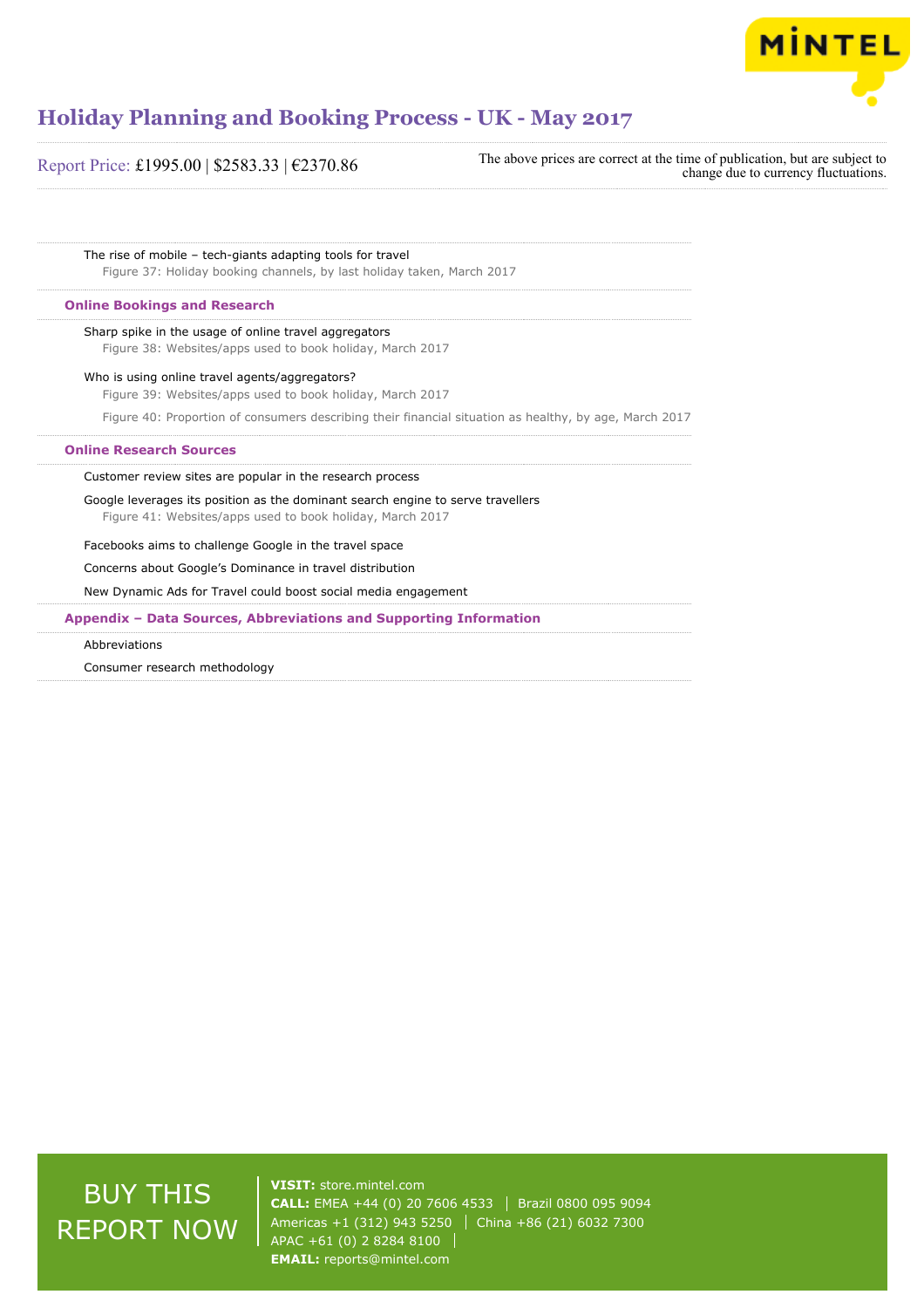The rise of mobile – tech-giants adapting tools for travel

Figure 37: Holiday booking channels, by last holiday taken, March 2017

## Online Bookings and Research

Sharp spike in the usage of online travel aggregators

Figure 38: Websites/apps used to book holiday, March 2017

Who is using online travel agents/aggregators?

Figure 39: Websites/apps used to book holiday, March 2017

Figure 40: Proportion of consumers describing their financial situation as healthy, by age, March 2017

## Online Research Sources

Customer review sites are popular in the research process

Google leverages its position as the dominant search engine to serve travellers

Figure 41: Websites/apps used to book holiday, March 2017

Facebooks aims to challenge Google in the travel space

Concerns about Google's Dominance in travel distribution

New Dynamic Ads for Travel could boost social media engagement

## Appendix – Data Sources, Abbreviations and Supporting Information

Abbreviations

Consumer research methodology

BUY THIS REPORT NOW

**VISIT:** store.mintel.com
**CALL:** EMEA +44 (0) 20 7606 4533 | Brazil 0800 095 9094
Americas +1 (312) 943 5250 | China +86 (21) 6032 7300
APAC +61 (0) 2 8284 8100
**EMAIL:** reports@mintel.com